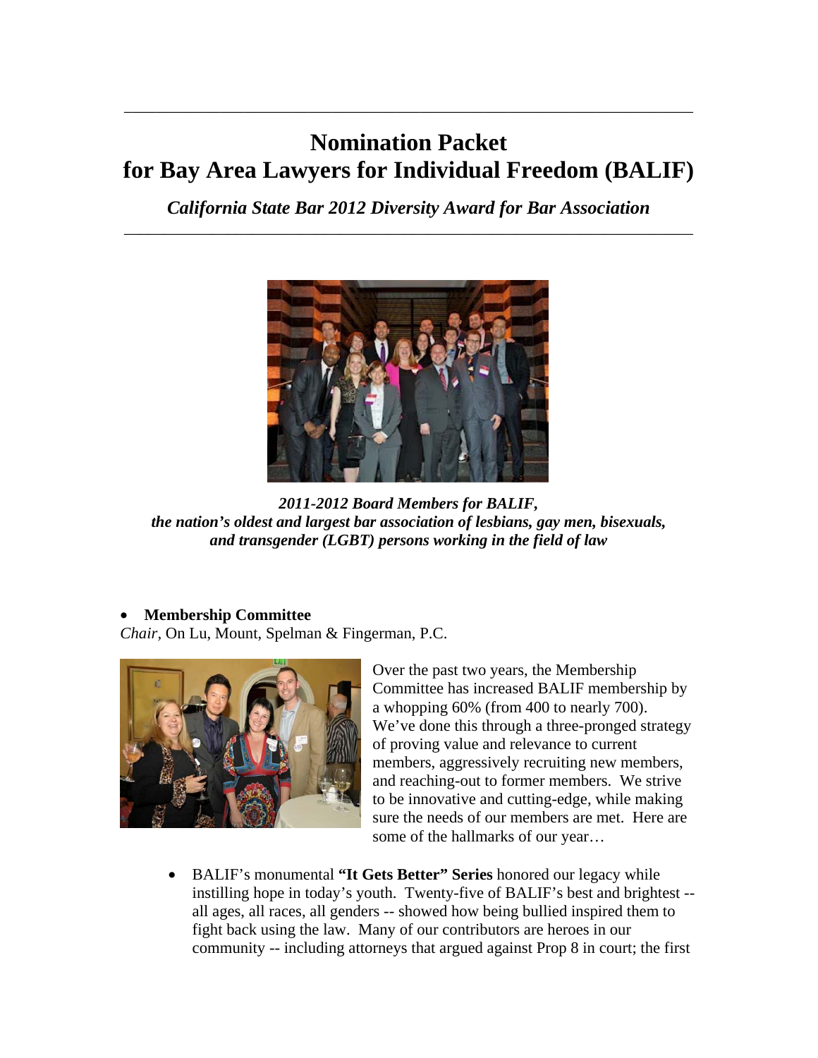# Nomination Packet
# for Bay Area Lawyers for Individual Freedom (BALIF)

***California State Bar 2012 Diversity Award for Bar Association***

***2011-2012 Board Members for BALIF, the nation's oldest and largest bar association of lesbians, gay men, bisexuals, and transgender (LGBT) persons working in the field of law***

- **Membership Committee**

*Chair*, On Lu, Mount, Spelman & Fingerman, P.C.

Over the past two years, the Membership Committee has increased BALIF membership by a whopping 60% (from 400 to nearly 700). We've done this through a three-pronged strategy of proving value and relevance to current members, aggressively recruiting new members, and reaching-out to former members. We strive to be innovative and cutting-edge, while making sure the needs of our members are met. Here are some of the hallmarks of our year…

- BALIF's monumental **"It Gets Better" Series** honored our legacy while instilling hope in today's youth. Twenty-five of BALIF's best and brightest -- all ages, all races, all genders -- showed how being bullied inspired them to fight back using the law. Many of our contributors are heroes in our community -- including attorneys that argued against Prop 8 in court; the first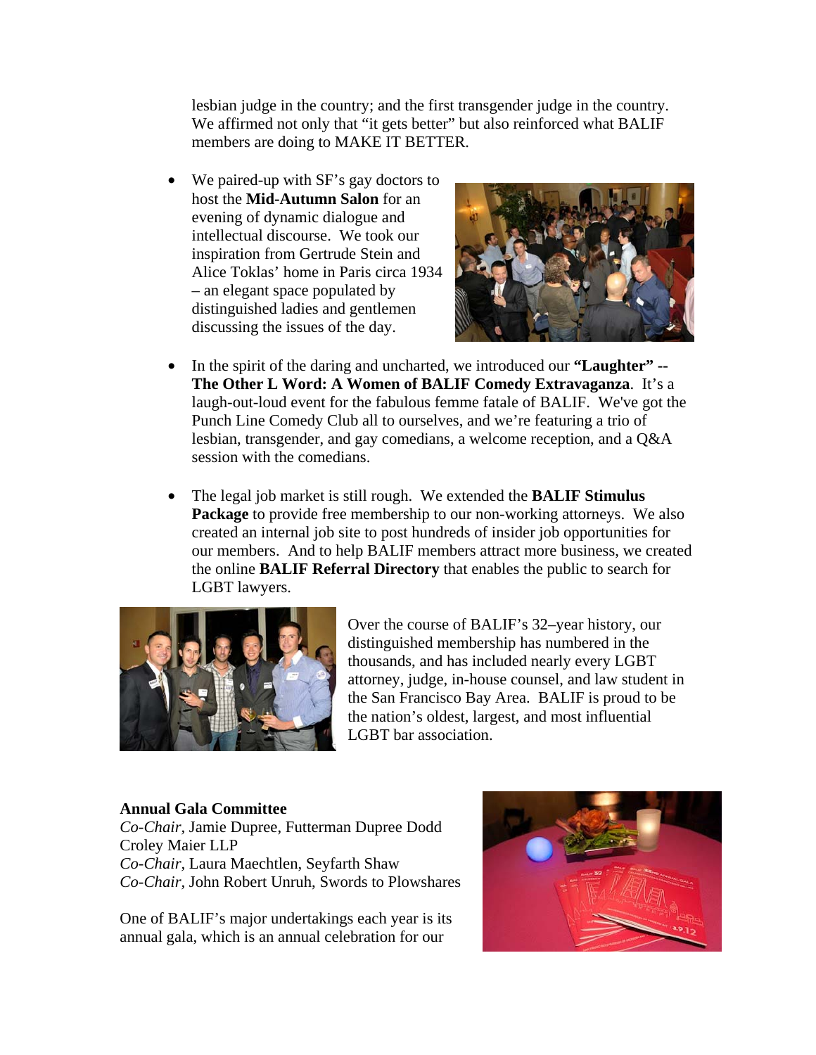lesbian judge in the country; and the first transgender judge in the country. We affirmed not only that "it gets better" but also reinforced what BALIF members are doing to MAKE IT BETTER.

- We paired-up with SF's gay doctors to host the **Mid-Autumn Salon** for an evening of dynamic dialogue and intellectual discourse. We took our inspiration from Gertrude Stein and Alice Toklas' home in Paris circa 1934 – an elegant space populated by distinguished ladies and gentlemen discussing the issues of the day.

- In the spirit of the daring and uncharted, we introduced our **"Laughter" -- The Other L Word: A Women of BALIF Comedy Extravaganza**. It's a laugh-out-loud event for the fabulous femme fatale of BALIF. We've got the Punch Line Comedy Club all to ourselves, and we're featuring a trio of lesbian, transgender, and gay comedians, a welcome reception, and a Q&A session with the comedians.

- The legal job market is still rough. We extended the **BALIF Stimulus Package** to provide free membership to our non-working attorneys. We also created an internal job site to post hundreds of insider job opportunities for our members. And to help BALIF members attract more business, we created the online **BALIF Referral Directory** that enables the public to search for LGBT lawyers.

Over the course of BALIF's 32–year history, our distinguished membership has numbered in the thousands, and has included nearly every LGBT attorney, judge, in-house counsel, and law student in the San Francisco Bay Area. BALIF is proud to be the nation's oldest, largest, and most influential LGBT bar association.

**Annual Gala Committee**
*Co-Chair*, Jamie Dupree, Futterman Dupree Dodd Croley Maier LLP
*Co-Chair*, Laura Maechtlen, Seyfarth Shaw
*Co-Chair*, John Robert Unruh, Swords to Plowshares

One of BALIF's major undertakings each year is its annual gala, which is an annual celebration for our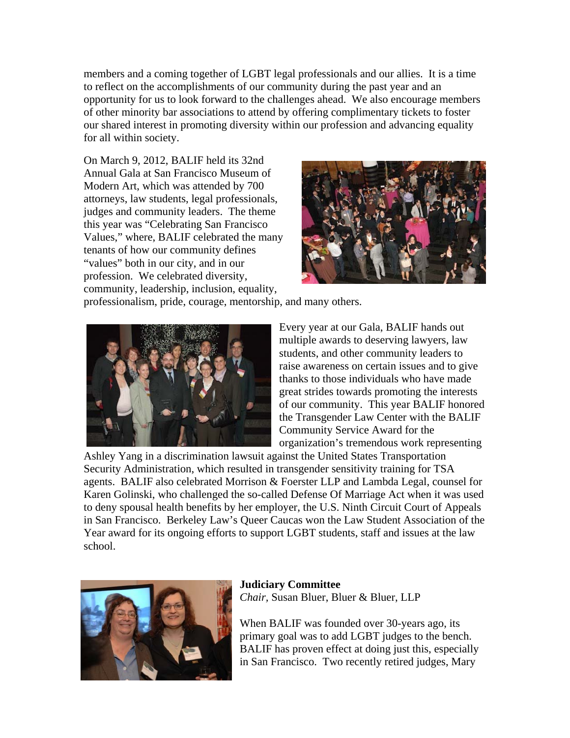members and a coming together of LGBT legal professionals and our allies. It is a time to reflect on the accomplishments of our community during the past year and an opportunity for us to look forward to the challenges ahead. We also encourage members of other minority bar associations to attend by offering complimentary tickets to foster our shared interest in promoting diversity within our profession and advancing equality for all within society.

On March 9, 2012, BALIF held its 32nd Annual Gala at San Francisco Museum of Modern Art, which was attended by 700 attorneys, law students, legal professionals, judges and community leaders. The theme this year was "Celebrating San Francisco Values," where, BALIF celebrated the many tenants of how our community defines "values" both in our city, and in our profession. We celebrated diversity, community, leadership, inclusion, equality, professionalism, pride, courage, mentorship, and many others.

Every year at our Gala, BALIF hands out multiple awards to deserving lawyers, law students, and other community leaders to raise awareness on certain issues and to give thanks to those individuals who have made great strides towards promoting the interests of our community. This year BALIF honored the Transgender Law Center with the BALIF Community Service Award for the organization's tremendous work representing Ashley Yang in a discrimination lawsuit against the United States Transportation Security Administration, which resulted in transgender sensitivity training for TSA agents. BALIF also celebrated Morrison & Foerster LLP and Lambda Legal, counsel for Karen Golinski, who challenged the so-called Defense Of Marriage Act when it was used to deny spousal health benefits by her employer, the U.S. Ninth Circuit Court of Appeals in San Francisco. Berkeley Law's Queer Caucas won the Law Student Association of the Year award for its ongoing efforts to support LGBT students, staff and issues at the law school.

**Judiciary Committee**
*Chair,* Susan Bluer, Bluer & Bluer, LLP

When BALIF was founded over 30-years ago, its primary goal was to add LGBT judges to the bench. BALIF has proven effect at doing just this, especially in San Francisco. Two recently retired judges, Mary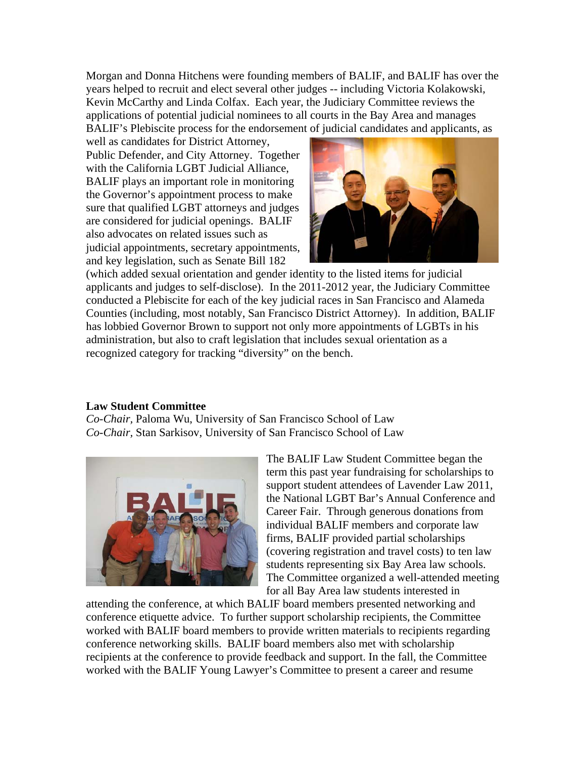Morgan and Donna Hitchens were founding members of BALIF, and BALIF has over the years helped to recruit and elect several other judges -- including Victoria Kolakowski, Kevin McCarthy and Linda Colfax. Each year, the Judiciary Committee reviews the applications of potential judicial nominees to all courts in the Bay Area and manages BALIF's Plebiscite process for the endorsement of judicial candidates and applicants, as well as candidates for District Attorney, Public Defender, and City Attorney. Together with the California LGBT Judicial Alliance, BALIF plays an important role in monitoring the Governor's appointment process to make sure that qualified LGBT attorneys and judges are considered for judicial openings. BALIF also advocates on related issues such as judicial appointments, secretary appointments, and key legislation, such as Senate Bill 182 (which added sexual orientation and gender identity to the listed items for judicial applicants and judges to self-disclose). In the 2011-2012 year, the Judiciary Committee conducted a Plebiscite for each of the key judicial races in San Francisco and Alameda Counties (including, most notably, San Francisco District Attorney). In addition, BALIF has lobbied Governor Brown to support not only more appointments of LGBTs in his administration, but also to craft legislation that includes sexual orientation as a recognized category for tracking "diversity" on the bench.

**Law Student Committee**

*Co-Chair*, Paloma Wu, University of San Francisco School of Law
*Co-Chair*, Stan Sarkisov, University of San Francisco School of Law

The BALIF Law Student Committee began the term this past year fundraising for scholarships to support student attendees of Lavender Law 2011, the National LGBT Bar's Annual Conference and Career Fair. Through generous donations from individual BALIF members and corporate law firms, BALIF provided partial scholarships (covering registration and travel costs) to ten law students representing six Bay Area law schools. The Committee organized a well-attended meeting for all Bay Area law students interested in attending the conference, at which BALIF board members presented networking and conference etiquette advice. To further support scholarship recipients, the Committee worked with BALIF board members to provide written materials to recipients regarding conference networking skills. BALIF board members also met with scholarship recipients at the conference to provide feedback and support. In the fall, the Committee worked with the BALIF Young Lawyer's Committee to present a career and resume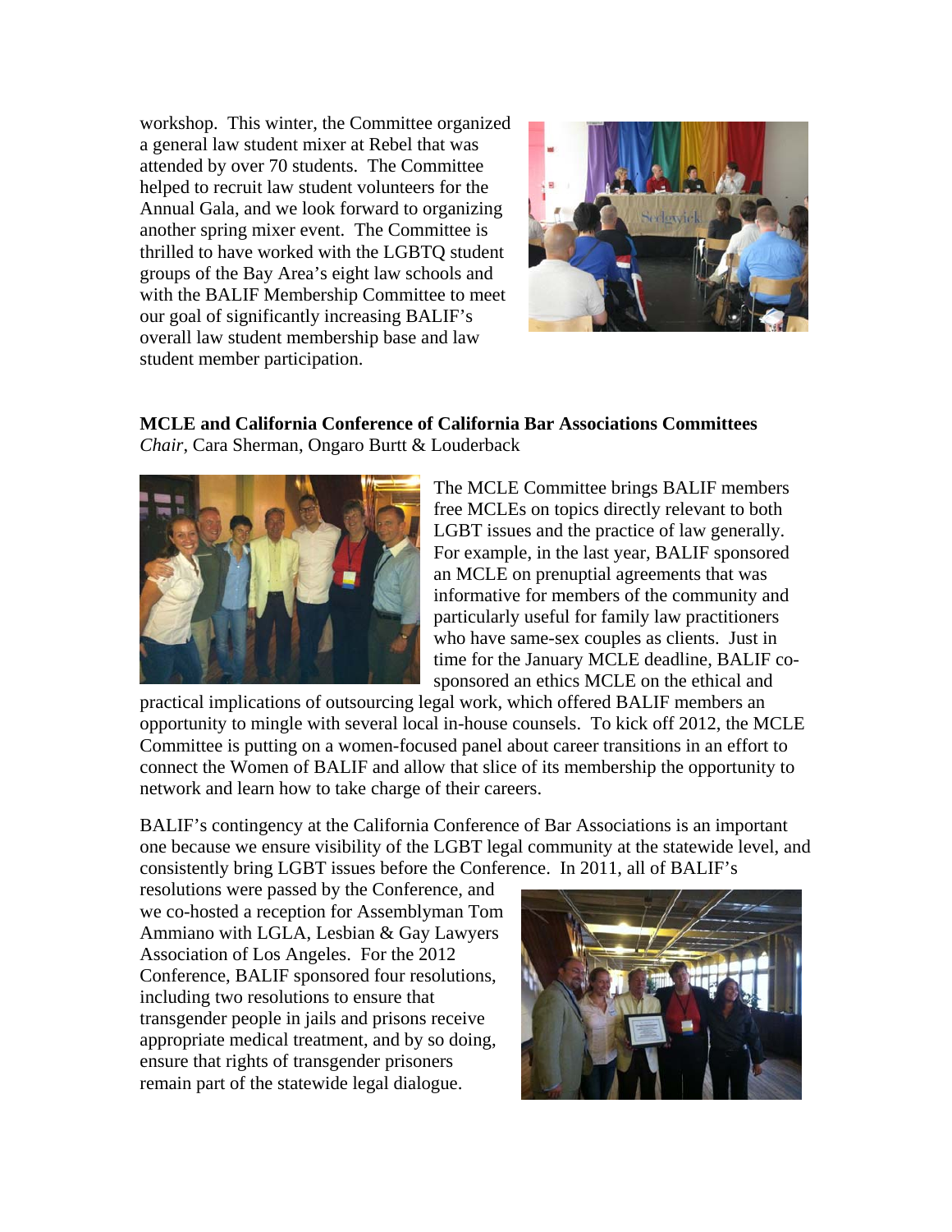workshop. This winter, the Committee organized a general law student mixer at Rebel that was attended by over 70 students. The Committee helped to recruit law student volunteers for the Annual Gala, and we look forward to organizing another spring mixer event. The Committee is thrilled to have worked with the LGBTQ student groups of the Bay Area's eight law schools and with the BALIF Membership Committee to meet our goal of significantly increasing BALIF's overall law student membership base and law student member participation.

**MCLE and California Conference of California Bar Associations Committees**
*Chair*, Cara Sherman, Ongaro Burtt & Louderback

The MCLE Committee brings BALIF members free MCLEs on topics directly relevant to both LGBT issues and the practice of law generally. For example, in the last year, BALIF sponsored an MCLE on prenuptial agreements that was informative for members of the community and particularly useful for family law practitioners who have same-sex couples as clients. Just in time for the January MCLE deadline, BALIF co-sponsored an ethics MCLE on the ethical and practical implications of outsourcing legal work, which offered BALIF members an opportunity to mingle with several local in-house counsels. To kick off 2012, the MCLE Committee is putting on a women-focused panel about career transitions in an effort to connect the Women of BALIF and allow that slice of its membership the opportunity to network and learn how to take charge of their careers.

BALIF's contingency at the California Conference of Bar Associations is an important one because we ensure visibility of the LGBT legal community at the statewide level, and consistently bring LGBT issues before the Conference. In 2011, all of BALIF's resolutions were passed by the Conference, and we co-hosted a reception for Assemblyman Tom Ammiano with LGLA, Lesbian & Gay Lawyers Association of Los Angeles. For the 2012 Conference, BALIF sponsored four resolutions, including two resolutions to ensure that transgender people in jails and prisons receive appropriate medical treatment, and by so doing, ensure that rights of transgender prisoners remain part of the statewide legal dialogue.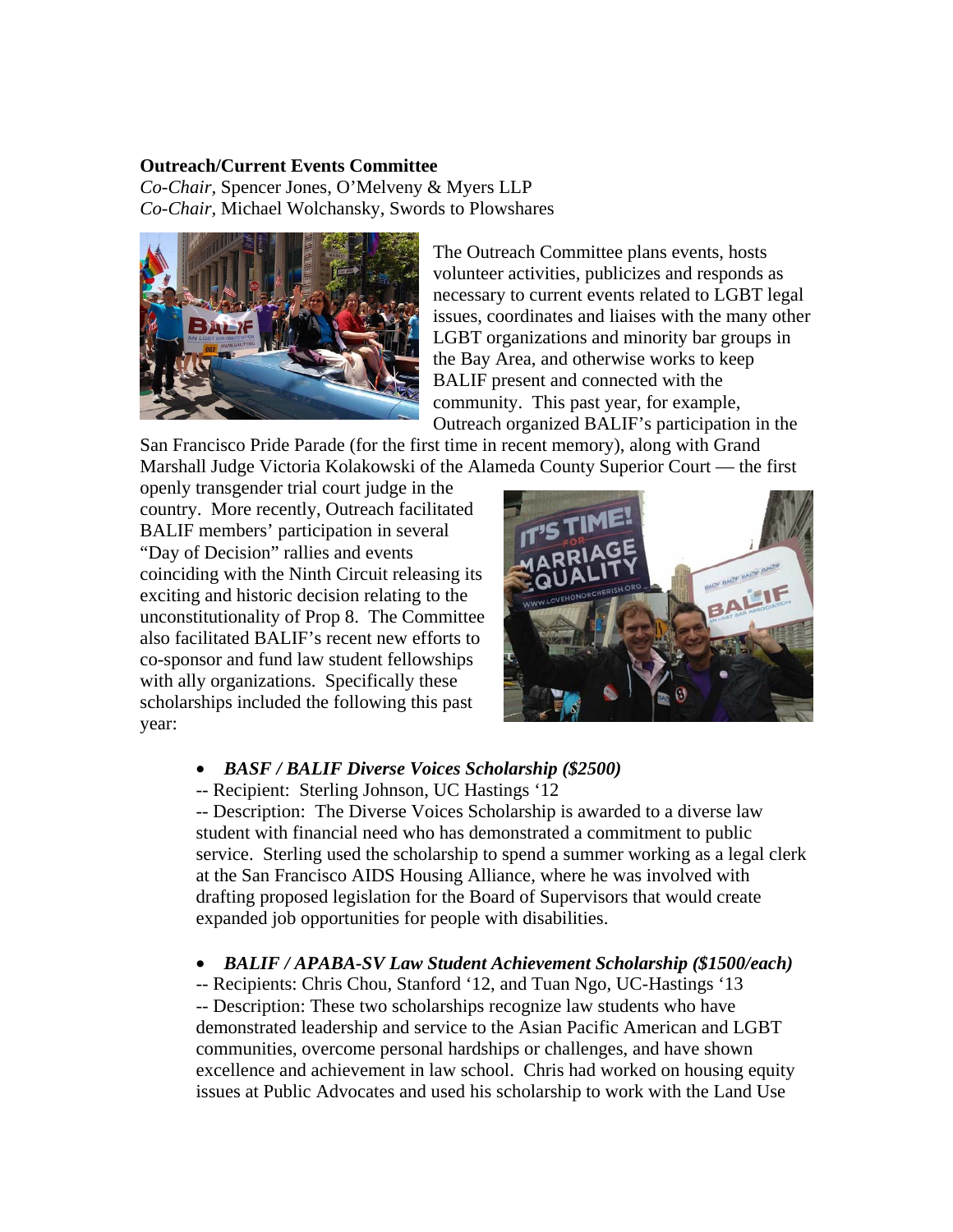**Outreach/Current Events Committee**

*Co-Chair*, Spencer Jones, O'Melveny & Myers LLP

*Co-Chair*, Michael Wolchansky, Swords to Plowshares

The Outreach Committee plans events, hosts volunteer activities, publicizes and responds as necessary to current events related to LGBT legal issues, coordinates and liaises with the many other LGBT organizations and minority bar groups in the Bay Area, and otherwise works to keep BALIF present and connected with the community. This past year, for example, Outreach organized BALIF's participation in the San Francisco Pride Parade (for the first time in recent memory), along with Grand Marshall Judge Victoria Kolakowski of the Alameda County Superior Court — the first openly transgender trial court judge in the country. More recently, Outreach facilitated BALIF members' participation in several "Day of Decision" rallies and events coinciding with the Ninth Circuit releasing its exciting and historic decision relating to the unconstitutionality of Prop 8. The Committee also facilitated BALIF's recent new efforts to co-sponsor and fund law student fellowships with ally organizations. Specifically these scholarships included the following this past year:

- ***BASF / BALIF Diverse Voices Scholarship ($2500)***

  -- Recipient: Sterling Johnson, UC Hastings '12

  -- Description: The Diverse Voices Scholarship is awarded to a diverse law student with financial need who has demonstrated a commitment to public service. Sterling used the scholarship to spend a summer working as a legal clerk at the San Francisco AIDS Housing Alliance, where he was involved with drafting proposed legislation for the Board of Supervisors that would create expanded job opportunities for people with disabilities.

- ***BALIF / APABA-SV Law Student Achievement Scholarship ($1500/each)***

  -- Recipients: Chris Chou, Stanford '12, and Tuan Ngo, UC-Hastings '13

  -- Description: These two scholarships recognize law students who have demonstrated leadership and service to the Asian Pacific American and LGBT communities, overcome personal hardships or challenges, and have shown excellence and achievement in law school. Chris had worked on housing equity issues at Public Advocates and used his scholarship to work with the Land Use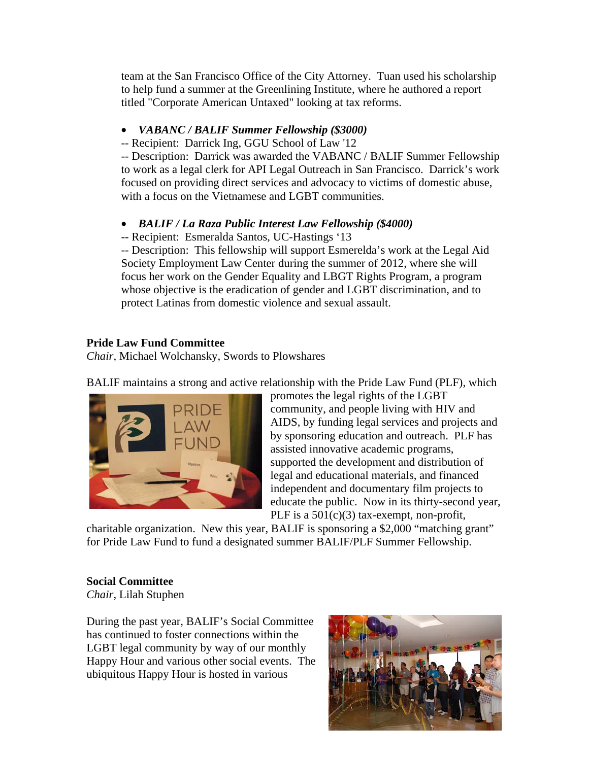team at the San Francisco Office of the City Attorney. Tuan used his scholarship to help fund a summer at the Greenlining Institute, where he authored a report titled "Corporate American Untaxed" looking at tax reforms.

- ***VABANC / BALIF Summer Fellowship ($3000)***

-- Recipient: Darrick Ing, GGU School of Law '12

-- Description: Darrick was awarded the VABANC / BALIF Summer Fellowship to work as a legal clerk for API Legal Outreach in San Francisco. Darrick's work focused on providing direct services and advocacy to victims of domestic abuse, with a focus on the Vietnamese and LGBT communities.

- ***BALIF / La Raza Public Interest Law Fellowship ($4000)***

-- Recipient: Esmeralda Santos, UC-Hastings '13

-- Description: This fellowship will support Esmerelda's work at the Legal Aid Society Employment Law Center during the summer of 2012, where she will focus her work on the Gender Equality and LBGT Rights Program, a program whose objective is the eradication of gender and LGBT discrimination, and to protect Latinas from domestic violence and sexual assault.

**Pride Law Fund Committee**

*Chair*, Michael Wolchansky, Swords to Plowshares

BALIF maintains a strong and active relationship with the Pride Law Fund (PLF), which promotes the legal rights of the LGBT community, and people living with HIV and AIDS, by funding legal services and projects and by sponsoring education and outreach. PLF has assisted innovative academic programs, supported the development and distribution of legal and educational materials, and financed independent and documentary film projects to educate the public. Now in its thirty-second year, PLF is a 501(c)(3) tax-exempt, non-profit, charitable organization. New this year, BALIF is sponsoring a $2,000 "matching grant" for Pride Law Fund to fund a designated summer BALIF/PLF Summer Fellowship.

**Social Committee**

*Chair*, Lilah Stuphen

During the past year, BALIF's Social Committee has continued to foster connections within the LGBT legal community by way of our monthly Happy Hour and various other social events. The ubiquitous Happy Hour is hosted in various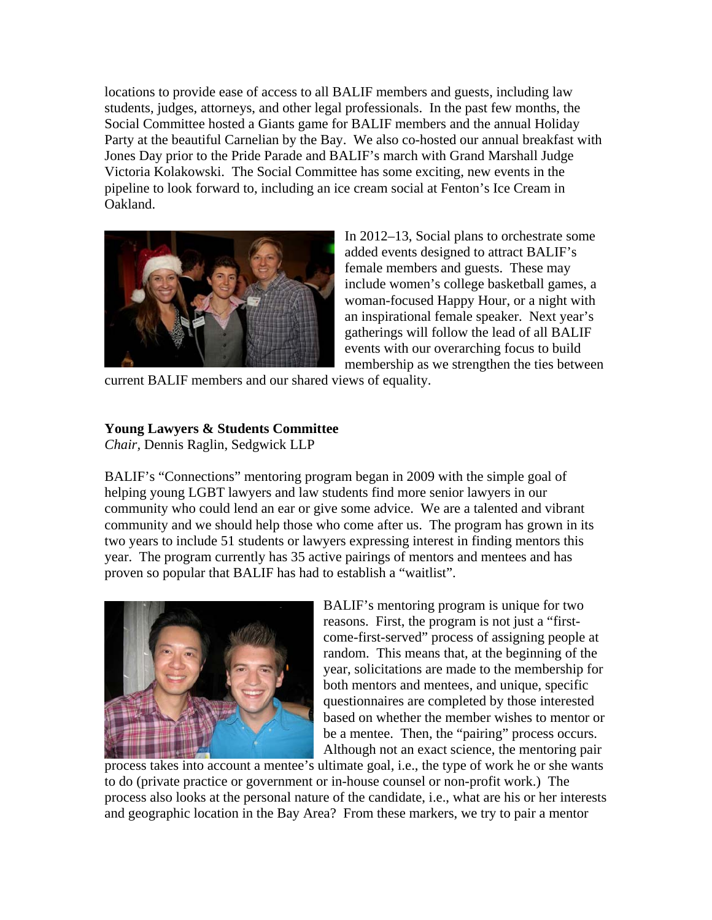locations to provide ease of access to all BALIF members and guests, including law students, judges, attorneys, and other legal professionals. In the past few months, the Social Committee hosted a Giants game for BALIF members and the annual Holiday Party at the beautiful Carnelian by the Bay. We also co-hosted our annual breakfast with Jones Day prior to the Pride Parade and BALIF's march with Grand Marshall Judge Victoria Kolakowski. The Social Committee has some exciting, new events in the pipeline to look forward to, including an ice cream social at Fenton's Ice Cream in Oakland.

In 2012–13, Social plans to orchestrate some added events designed to attract BALIF's female members and guests. These may include women's college basketball games, a woman-focused Happy Hour, or a night with an inspirational female speaker. Next year's gatherings will follow the lead of all BALIF events with our overarching focus to build membership as we strengthen the ties between current BALIF members and our shared views of equality.

**Young Lawyers & Students Committee**
*Chair,* Dennis Raglin, Sedgwick LLP

BALIF's "Connections" mentoring program began in 2009 with the simple goal of helping young LGBT lawyers and law students find more senior lawyers in our community who could lend an ear or give some advice. We are a talented and vibrant community and we should help those who come after us. The program has grown in its two years to include 51 students or lawyers expressing interest in finding mentors this year. The program currently has 35 active pairings of mentors and mentees and has proven so popular that BALIF has had to establish a "waitlist".

BALIF's mentoring program is unique for two reasons. First, the program is not just a "first-come-first-served" process of assigning people at random. This means that, at the beginning of the year, solicitations are made to the membership for both mentors and mentees, and unique, specific questionnaires are completed by those interested based on whether the member wishes to mentor or be a mentee. Then, the "pairing" process occurs. Although not an exact science, the mentoring pair process takes into account a mentee's ultimate goal, i.e., the type of work he or she wants to do (private practice or government or in-house counsel or non-profit work.) The process also looks at the personal nature of the candidate, i.e., what are his or her interests and geographic location in the Bay Area? From these markers, we try to pair a mentor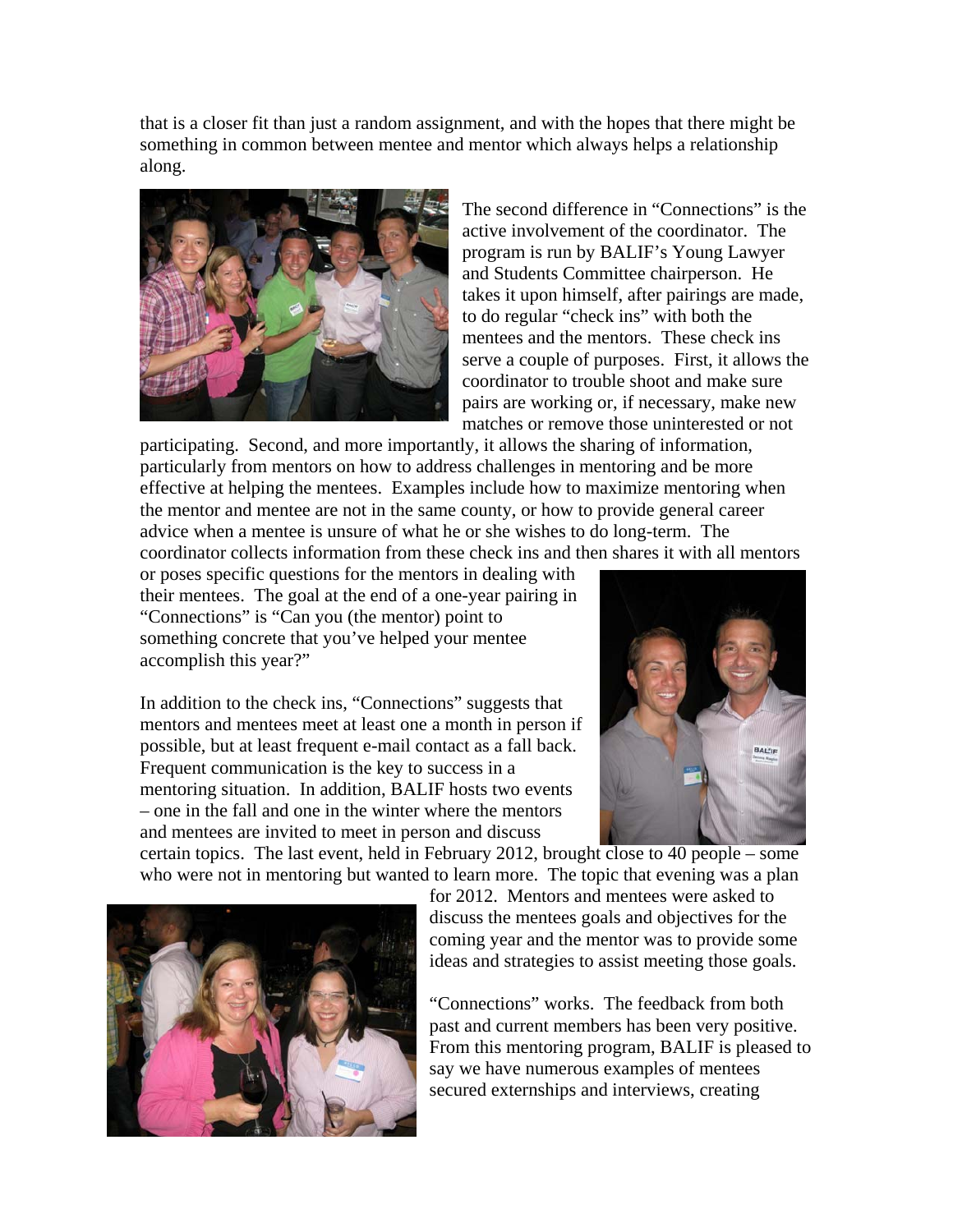that is a closer fit than just a random assignment, and with the hopes that there might be something in common between mentee and mentor which always helps a relationship along.

The second difference in "Connections" is the active involvement of the coordinator. The program is run by BALIF's Young Lawyer and Students Committee chairperson. He takes it upon himself, after pairings are made, to do regular "check ins" with both the mentees and the mentors. These check ins serve a couple of purposes. First, it allows the coordinator to trouble shoot and make sure pairs are working or, if necessary, make new matches or remove those uninterested or not participating. Second, and more importantly, it allows the sharing of information, particularly from mentors on how to address challenges in mentoring and be more effective at helping the mentees. Examples include how to maximize mentoring when the mentor and mentee are not in the same county, or how to provide general career advice when a mentee is unsure of what he or she wishes to do long-term. The coordinator collects information from these check ins and then shares it with all mentors or poses specific questions for the mentors in dealing with their mentees. The goal at the end of a one-year pairing in "Connections" is "Can you (the mentor) point to something concrete that you've helped your mentee accomplish this year?"

In addition to the check ins, "Connections" suggests that mentors and mentees meet at least one a month in person if possible, but at least frequent e-mail contact as a fall back. Frequent communication is the key to success in a mentoring situation. In addition, BALIF hosts two events – one in the fall and one in the winter where the mentors and mentees are invited to meet in person and discuss certain topics. The last event, held in February 2012, brought close to 40 people – some who were not in mentoring but wanted to learn more. The topic that evening was a plan for 2012. Mentors and mentees were asked to discuss the mentees goals and objectives for the coming year and the mentor was to provide some ideas and strategies to assist meeting those goals.

"Connections" works. The feedback from both past and current members has been very positive. From this mentoring program, BALIF is pleased to say we have numerous examples of mentees secured externships and interviews, creating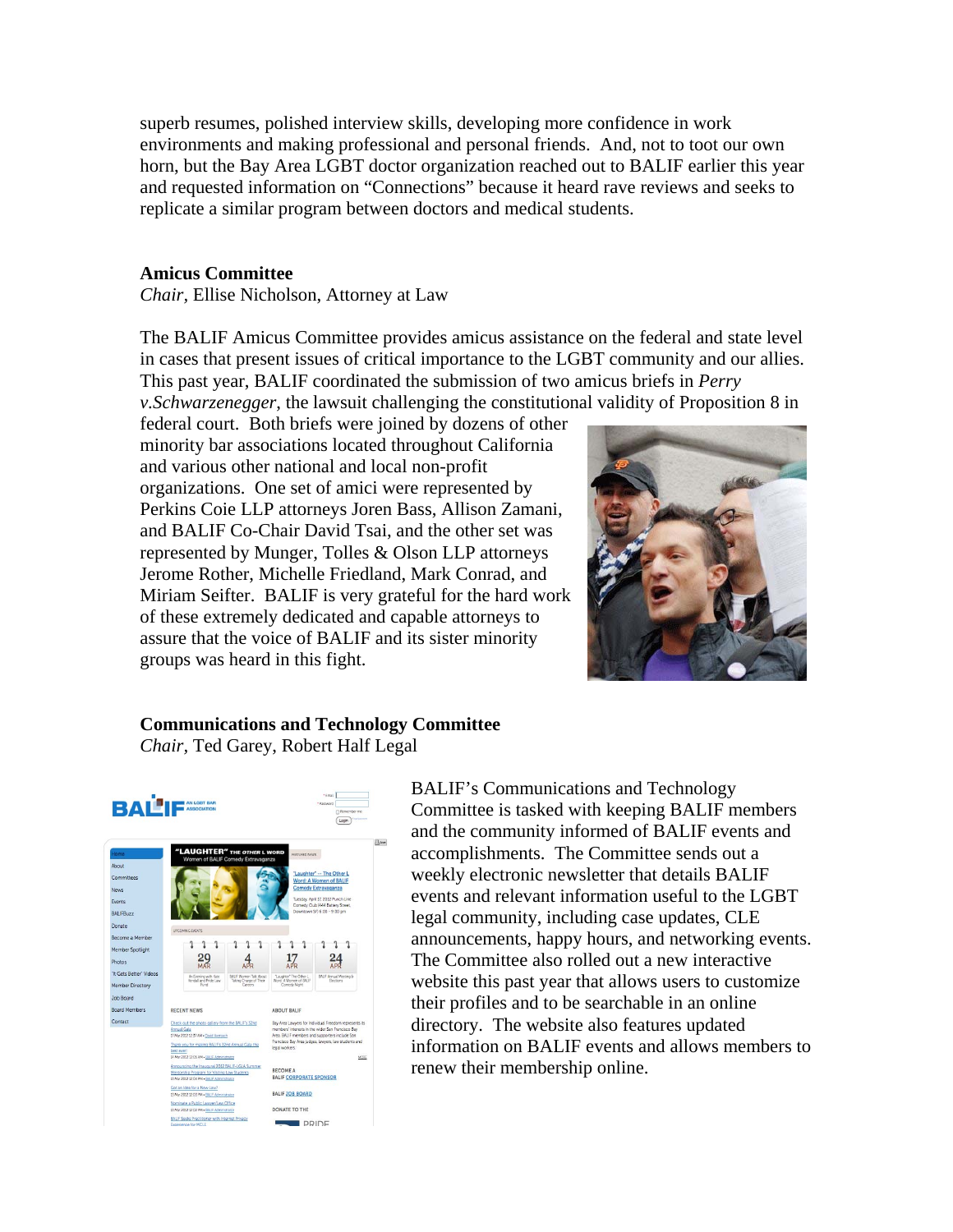superb resumes, polished interview skills, developing more confidence in work environments and making professional and personal friends. And, not to toot our own horn, but the Bay Area LGBT doctor organization reached out to BALIF earlier this year and requested information on "Connections" because it heard rave reviews and seeks to replicate a similar program between doctors and medical students.

### Amicus Committee

*Chair*, Ellise Nicholson, Attorney at Law

The BALIF Amicus Committee provides amicus assistance on the federal and state level in cases that present issues of critical importance to the LGBT community and our allies. This past year, BALIF coordinated the submission of two amicus briefs in *Perry v.Schwarzenegger*, the lawsuit challenging the constitutional validity of Proposition 8 in federal court. Both briefs were joined by dozens of other minority bar associations located throughout California and various other national and local non-profit organizations. One set of amici were represented by Perkins Coie LLP attorneys Joren Bass, Allison Zamani, and BALIF Co-Chair David Tsai, and the other set was represented by Munger, Tolles & Olson LLP attorneys Jerome Rother, Michelle Friedland, Mark Conrad, and Miriam Seifter. BALIF is very grateful for the hard work of these extremely dedicated and capable attorneys to assure that the voice of BALIF and its sister minority groups was heard in this fight.

### Communications and Technology Committee

*Chair*, Ted Garey, Robert Half Legal

BALIF's Communications and Technology Committee is tasked with keeping BALIF members and the community informed of BALIF events and accomplishments. The Committee sends out a weekly electronic newsletter that details BALIF events and relevant information useful to the LGBT legal community, including case updates, CLE announcements, happy hours, and networking events. The Committee also rolled out a new interactive website this past year that allows users to customize their profiles and to be searchable in an online directory. The website also features updated information on BALIF events and allows members to renew their membership online.